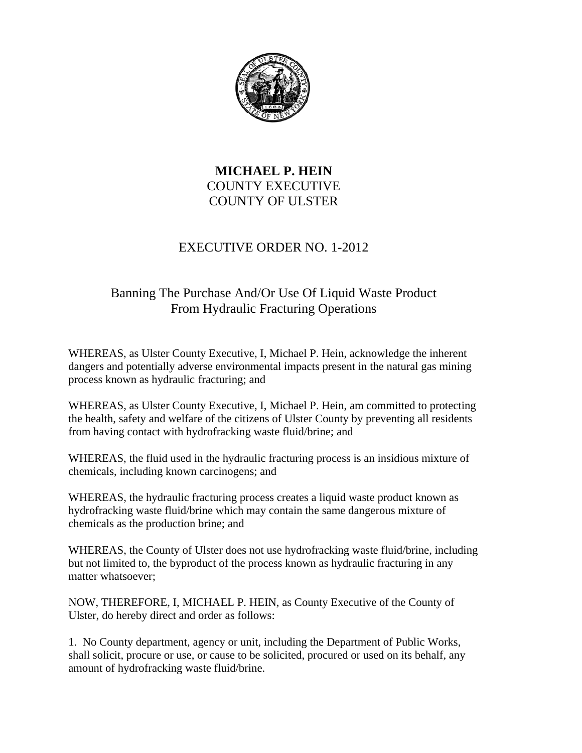**MICHAEL P. HEIN**
COUNTY EXECUTIVE
COUNTY OF ULSTER

# EXECUTIVE ORDER NO. 1-2012

## Banning The Purchase And/Or Use Of Liquid Waste Product From Hydraulic Fracturing Operations

WHEREAS, as Ulster County Executive, I, Michael P. Hein, acknowledge the inherent dangers and potentially adverse environmental impacts present in the natural gas mining process known as hydraulic fracturing; and

WHEREAS, as Ulster County Executive, I, Michael P. Hein, am committed to protecting the health, safety and welfare of the citizens of Ulster County by preventing all residents from having contact with hydrofracking waste fluid/brine; and

WHEREAS, the fluid used in the hydraulic fracturing process is an insidious mixture of chemicals, including known carcinogens; and

WHEREAS, the hydraulic fracturing process creates a liquid waste product known as hydrofracking waste fluid/brine which may contain the same dangerous mixture of chemicals as the production brine; and

WHEREAS, the County of Ulster does not use hydrofracking waste fluid/brine, including but not limited to, the byproduct of the process known as hydraulic fracturing in any matter whatsoever;

NOW, THEREFORE, I, MICHAEL P. HEIN, as County Executive of the County of Ulster, do hereby direct and order as follows:

1. No County department, agency or unit, including the Department of Public Works, shall solicit, procure or use, or cause to be solicited, procured or used on its behalf, any amount of hydrofracking waste fluid/brine.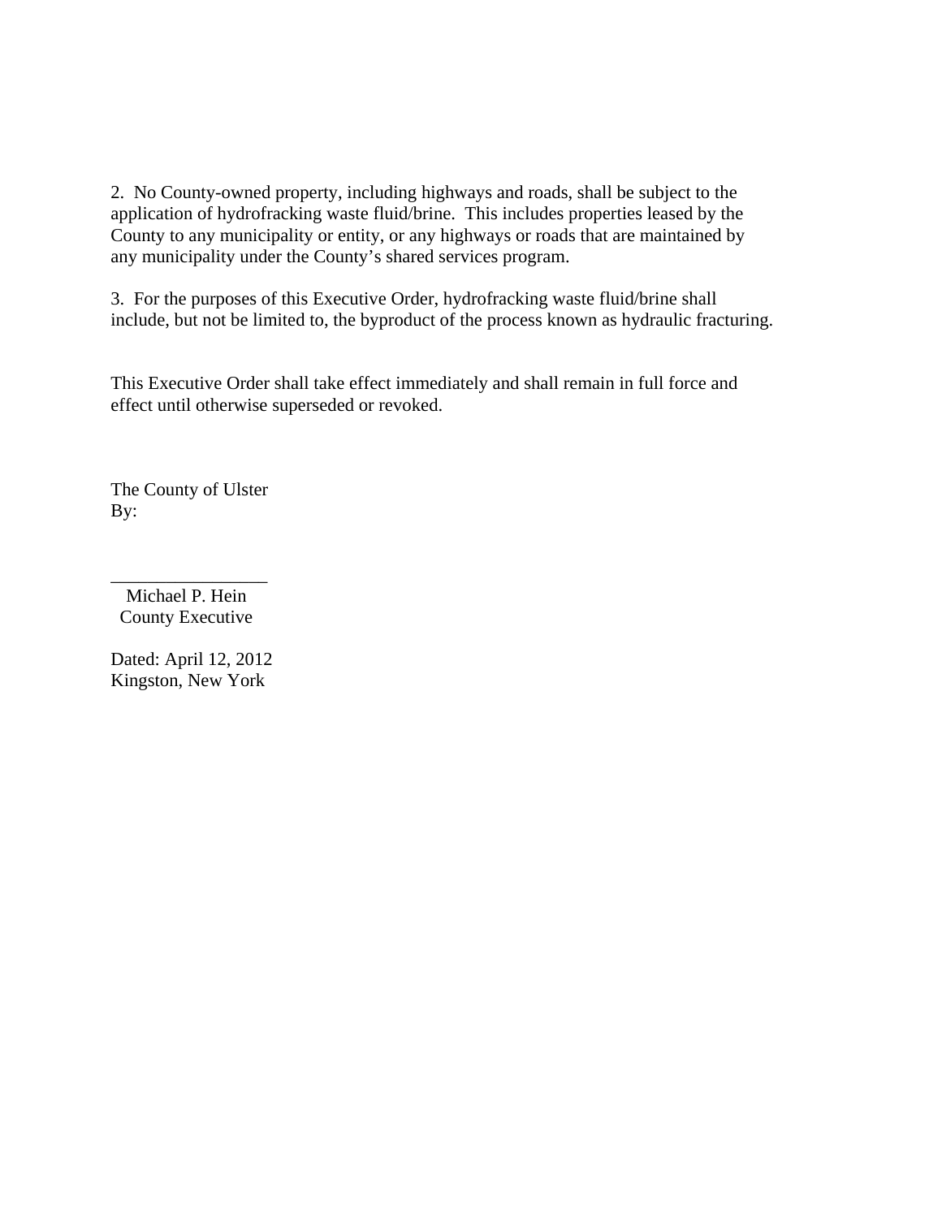2. No County-owned property, including highways and roads, shall be subject to the application of hydrofracking waste fluid/brine. This includes properties leased by the County to any municipality or entity, or any highways or roads that are maintained by any municipality under the County's shared services program.

3. For the purposes of this Executive Order, hydrofracking waste fluid/brine shall include, but not be limited to, the byproduct of the process known as hydraulic fracturing.

This Executive Order shall take effect immediately and shall remain in full force and effect until otherwise superseded or revoked.

The County of Ulster
By:

_________________
Michael P. Hein
County Executive

Dated: April 12, 2012
Kingston, New York